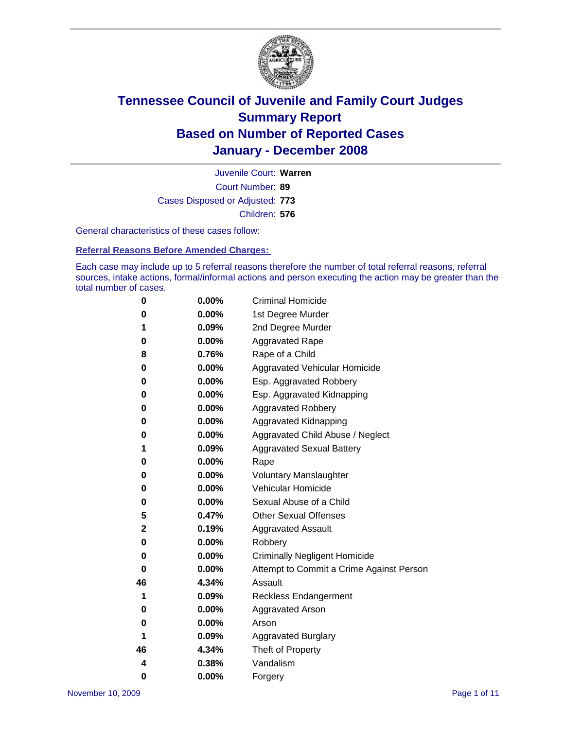# Tennessee Council of Juvenile and Family Court Judges
## Summary Report
## Based on Number of Reported Cases
## January - December 2008

Juvenile Court: **Warren**
Court Number: **89**
Cases Disposed or Adjusted: **773**
Children: **576**

General characteristics of these cases follow:

### Referral Reasons Before Amended Charges:

Each case may include up to 5 referral reasons therefore the number of total referral reasons, referral sources, intake actions, formal/informal actions and person executing the action may be greater than the total number of cases.

| Count | Percent | Referral Reason |
|---|---|---|
| 0 | 0.00% | Criminal Homicide |
| 0 | 0.00% | 1st Degree Murder |
| 1 | 0.09% | 2nd Degree Murder |
| 0 | 0.00% | Aggravated Rape |
| 8 | 0.76% | Rape of a Child |
| 0 | 0.00% | Aggravated Vehicular Homicide |
| 0 | 0.00% | Esp. Aggravated Robbery |
| 0 | 0.00% | Esp. Aggravated Kidnapping |
| 0 | 0.00% | Aggravated Robbery |
| 0 | 0.00% | Aggravated Kidnapping |
| 0 | 0.00% | Aggravated Child Abuse / Neglect |
| 1 | 0.09% | Aggravated Sexual Battery |
| 0 | 0.00% | Rape |
| 0 | 0.00% | Voluntary Manslaughter |
| 0 | 0.00% | Vehicular Homicide |
| 0 | 0.00% | Sexual Abuse of a Child |
| 5 | 0.47% | Other Sexual Offenses |
| 2 | 0.19% | Aggravated Assault |
| 0 | 0.00% | Robbery |
| 0 | 0.00% | Criminally Negligent Homicide |
| 0 | 0.00% | Attempt to Commit a Crime Against Person |
| 46 | 4.34% | Assault |
| 1 | 0.09% | Reckless Endangerment |
| 0 | 0.00% | Aggravated Arson |
| 0 | 0.00% | Arson |
| 1 | 0.09% | Aggravated Burglary |
| 46 | 4.34% | Theft of Property |
| 4 | 0.38% | Vandalism |
| 0 | 0.00% | Forgery |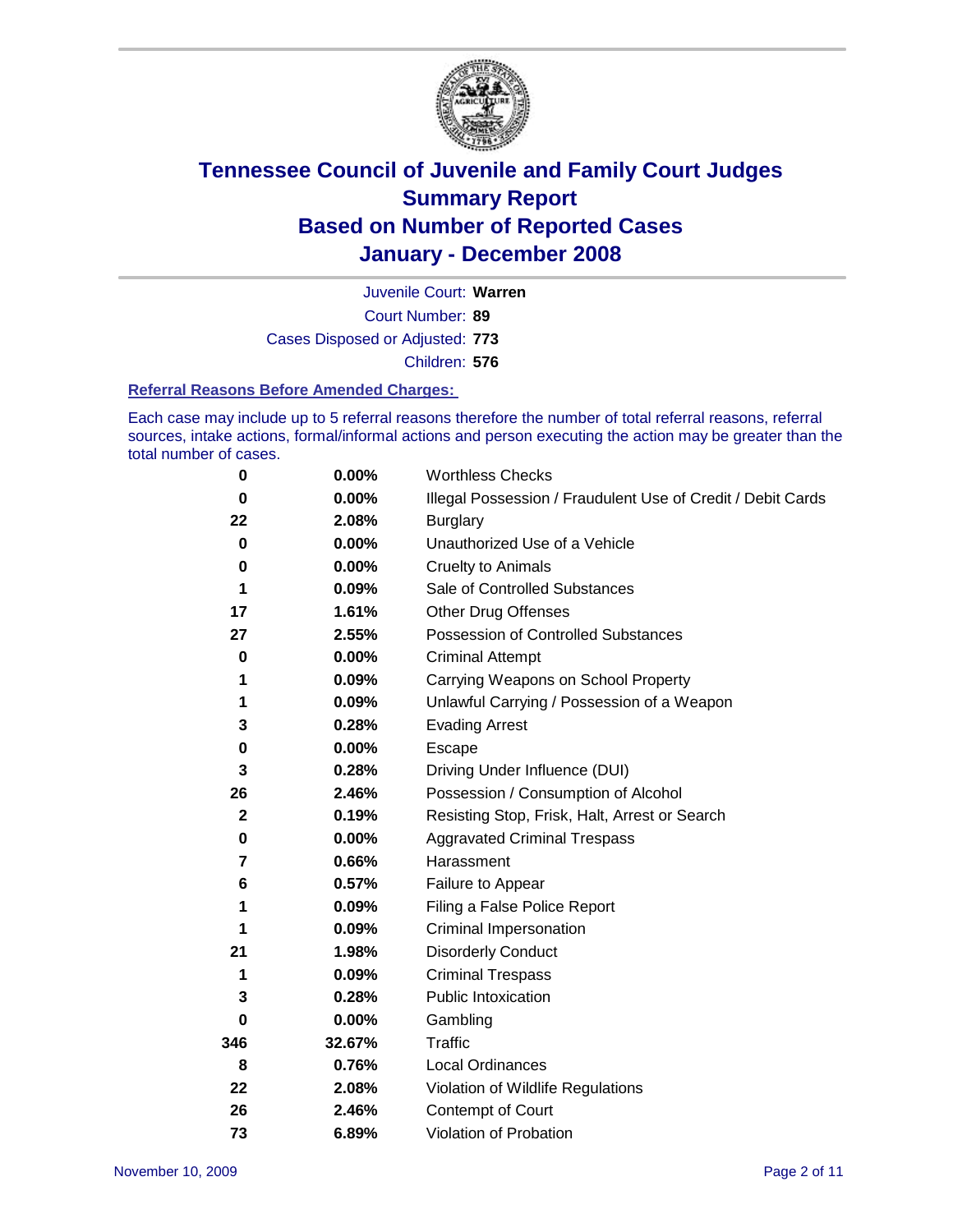# Tennessee Council of Juvenile and Family Court Judges
## Summary Report
## Based on Number of Reported Cases
## January - December 2008

Juvenile Court: **Warren**

Court Number: **89**

Cases Disposed or Adjusted: **773**

Children: **576**

### Referral Reasons Before Amended Charges:

Each case may include up to 5 referral reasons therefore the number of total referral reasons, referral sources, intake actions, formal/informal actions and person executing the action may be greater than the total number of cases.

| Count | Percent | Referral Reason |
|---|---|---|
| 0 | 0.00% | Worthless Checks |
| 0 | 0.00% | Illegal Possession / Fraudulent Use of Credit / Debit Cards |
| 22 | 2.08% | Burglary |
| 0 | 0.00% | Unauthorized Use of a Vehicle |
| 0 | 0.00% | Cruelty to Animals |
| 1 | 0.09% | Sale of Controlled Substances |
| 17 | 1.61% | Other Drug Offenses |
| 27 | 2.55% | Possession of Controlled Substances |
| 0 | 0.00% | Criminal Attempt |
| 1 | 0.09% | Carrying Weapons on School Property |
| 1 | 0.09% | Unlawful Carrying / Possession of a Weapon |
| 3 | 0.28% | Evading Arrest |
| 0 | 0.00% | Escape |
| 3 | 0.28% | Driving Under Influence (DUI) |
| 26 | 2.46% | Possession / Consumption of Alcohol |
| 2 | 0.19% | Resisting Stop, Frisk, Halt, Arrest or Search |
| 0 | 0.00% | Aggravated Criminal Trespass |
| 7 | 0.66% | Harassment |
| 6 | 0.57% | Failure to Appear |
| 1 | 0.09% | Filing a False Police Report |
| 1 | 0.09% | Criminal Impersonation |
| 21 | 1.98% | Disorderly Conduct |
| 1 | 0.09% | Criminal Trespass |
| 3 | 0.28% | Public Intoxication |
| 0 | 0.00% | Gambling |
| 346 | 32.67% | Traffic |
| 8 | 0.76% | Local Ordinances |
| 22 | 2.08% | Violation of Wildlife Regulations |
| 26 | 2.46% | Contempt of Court |
| 73 | 6.89% | Violation of Probation |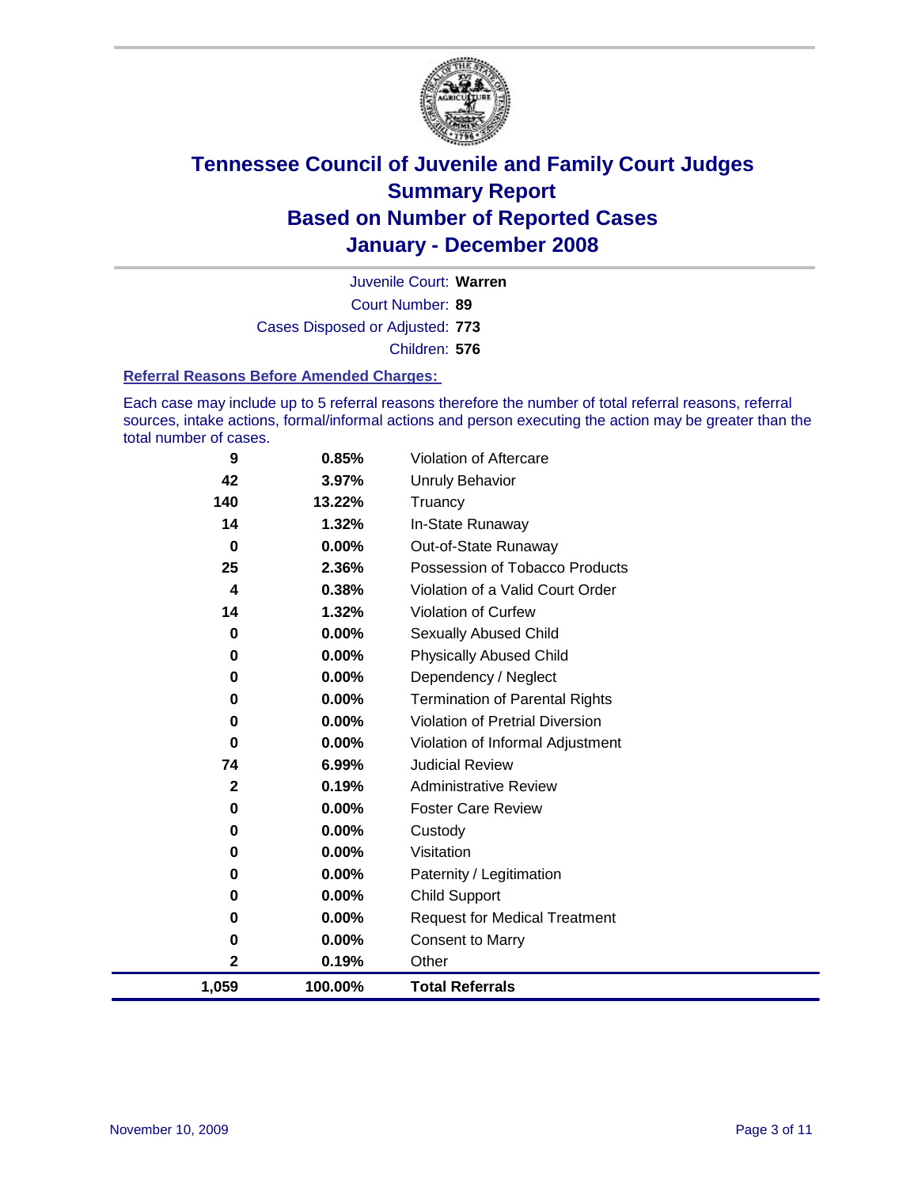# Tennessee Council of Juvenile and Family Court Judges
## Summary Report
## Based on Number of Reported Cases
## January - December 2008

Juvenile Court: **Warren**

Court Number: **89**

Cases Disposed or Adjusted: **773**

Children: **576**

### Referral Reasons Before Amended Charges:

Each case may include up to 5 referral reasons therefore the number of total referral reasons, referral sources, intake actions, formal/informal actions and person executing the action may be greater than the total number of cases.

| Count | Percent | Referral Reason |
|---|---|---|
| 9 | 0.85% | Violation of Aftercare |
| 42 | 3.97% | Unruly Behavior |
| 140 | 13.22% | Truancy |
| 14 | 1.32% | In-State Runaway |
| 0 | 0.00% | Out-of-State Runaway |
| 25 | 2.36% | Possession of Tobacco Products |
| 4 | 0.38% | Violation of a Valid Court Order |
| 14 | 1.32% | Violation of Curfew |
| 0 | 0.00% | Sexually Abused Child |
| 0 | 0.00% | Physically Abused Child |
| 0 | 0.00% | Dependency / Neglect |
| 0 | 0.00% | Termination of Parental Rights |
| 0 | 0.00% | Violation of Pretrial Diversion |
| 0 | 0.00% | Violation of Informal Adjustment |
| 74 | 6.99% | Judicial Review |
| 2 | 0.19% | Administrative Review |
| 0 | 0.00% | Foster Care Review |
| 0 | 0.00% | Custody |
| 0 | 0.00% | Visitation |
| 0 | 0.00% | Paternity / Legitimation |
| 0 | 0.00% | Child Support |
| 0 | 0.00% | Request for Medical Treatment |
| 0 | 0.00% | Consent to Marry |
| 2 | 0.19% | Other |
| **1,059** | **100.00%** | **Total Referrals** |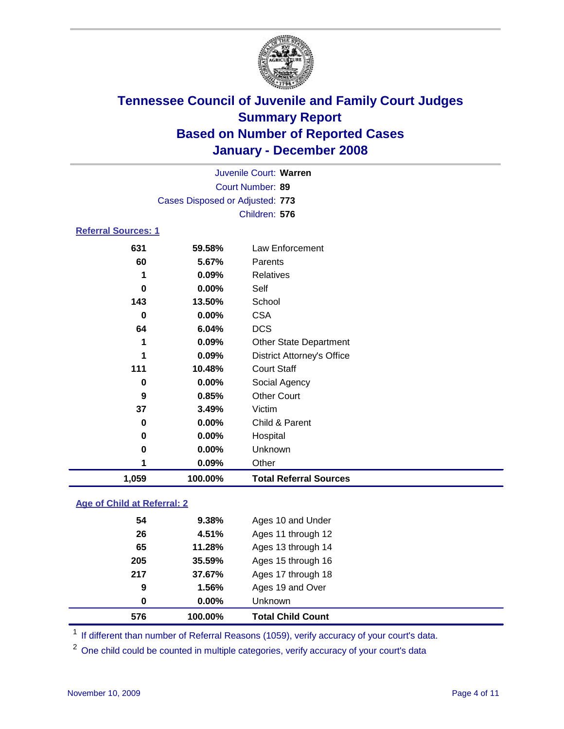# Tennessee Council of Juvenile and Family Court Judges
## Summary Report
## Based on Number of Reported Cases
## January - December 2008

Juvenile Court: **Warren**
Court Number: **89**
Cases Disposed or Adjusted: **773**
Children: **576**

### Referral Sources: 1

| | | |
|---|---|---|
| 631 | 59.58% | Law Enforcement |
| 60 | 5.67% | Parents |
| 1 | 0.09% | Relatives |
| 0 | 0.00% | Self |
| 143 | 13.50% | School |
| 0 | 0.00% | CSA |
| 64 | 6.04% | DCS |
| 1 | 0.09% | Other State Department |
| 1 | 0.09% | District Attorney's Office |
| 111 | 10.48% | Court Staff |
| 0 | 0.00% | Social Agency |
| 9 | 0.85% | Other Court |
| 37 | 3.49% | Victim |
| 0 | 0.00% | Child & Parent |
| 0 | 0.00% | Hospital |
| 0 | 0.00% | Unknown |
| 1 | 0.09% | Other |
| **1,059** | **100.00%** | **Total Referral Sources** |

### Age of Child at Referral: 2

| | | |
|---|---|---|
| 54 | 9.38% | Ages 10 and Under |
| 26 | 4.51% | Ages 11 through 12 |
| 65 | 11.28% | Ages 13 through 14 |
| 205 | 35.59% | Ages 15 through 16 |
| 217 | 37.67% | Ages 17 through 18 |
| 9 | 1.56% | Ages 19 and Over |
| 0 | 0.00% | Unknown |
| **576** | **100.00%** | **Total Child Count** |

[1] If different than number of Referral Reasons (1059), verify accuracy of your court's data.

[2] One child could be counted in multiple categories, verify accuracy of your court's data

November 10, 2009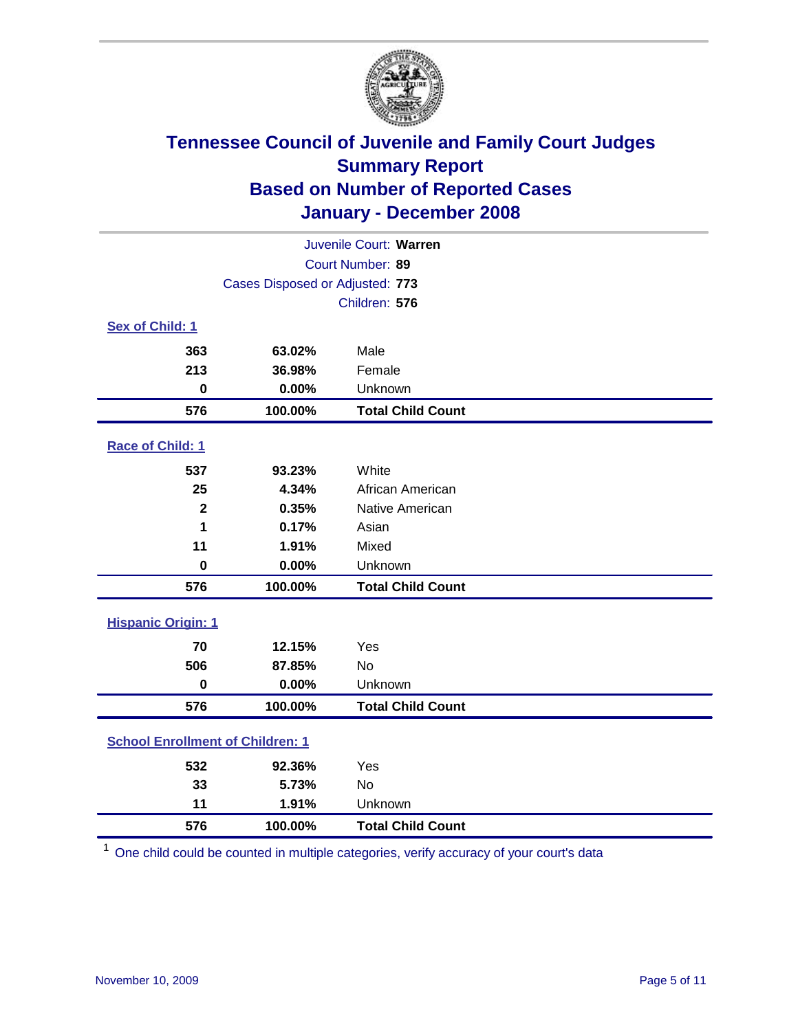# Tennessee Council of Juvenile and Family Court Judges
## Summary Report
## Based on Number of Reported Cases
## January - December 2008

Juvenile Court: **Warren**
Court Number: **89**
Cases Disposed or Adjusted: **773**
Children: **576**

### Sex of Child: 1

| Count | Percent | Category |
|---|---|---|
| 363 | 63.02% | Male |
| 213 | 36.98% | Female |
| 0 | 0.00% | Unknown |
| **576** | **100.00%** | **Total Child Count** |

### Race of Child: 1

| Count | Percent | Category |
|---|---|---|
| 537 | 93.23% | White |
| 25 | 4.34% | African American |
| 2 | 0.35% | Native American |
| 1 | 0.17% | Asian |
| 11 | 1.91% | Mixed |
| 0 | 0.00% | Unknown |
| **576** | **100.00%** | **Total Child Count** |

### Hispanic Origin: 1

| Count | Percent | Category |
|---|---|---|
| 70 | 12.15% | Yes |
| 506 | 87.85% | No |
| 0 | 0.00% | Unknown |
| **576** | **100.00%** | **Total Child Count** |

### School Enrollment of Children: 1

| Count | Percent | Category |
|---|---|---|
| 532 | 92.36% | Yes |
| 33 | 5.73% | No |
| 11 | 1.91% | Unknown |
| **576** | **100.00%** | **Total Child Count** |

[1] One child could be counted in multiple categories, verify accuracy of your court's data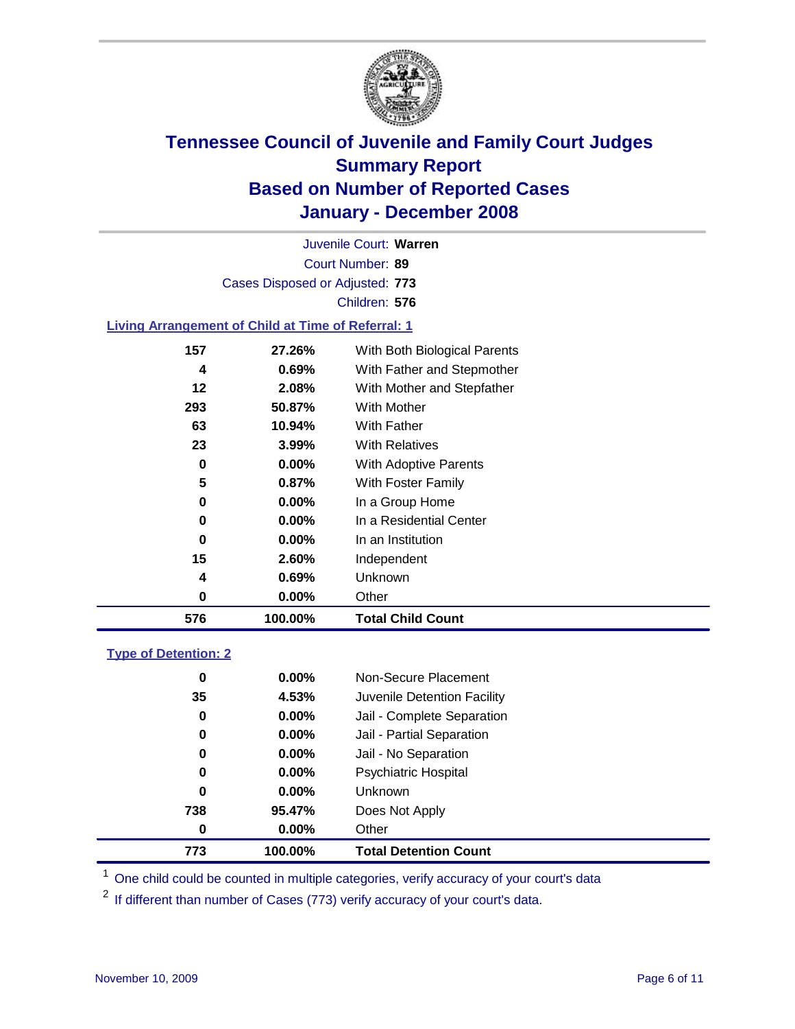# Tennessee Council of Juvenile and Family Court Judges
## Summary Report
## Based on Number of Reported Cases
## January - December 2008

Juvenile Court: **Warren**
Court Number: **89**
Cases Disposed or Adjusted: **773**
Children: **576**

### Living Arrangement of Child at Time of Referral: 1

| Count | Percent | Category |
|---|---|---|
| 157 | 27.26% | With Both Biological Parents |
| 4 | 0.69% | With Father and Stepmother |
| 12 | 2.08% | With Mother and Stepfather |
| 293 | 50.87% | With Mother |
| 63 | 10.94% | With Father |
| 23 | 3.99% | With Relatives |
| 0 | 0.00% | With Adoptive Parents |
| 5 | 0.87% | With Foster Family |
| 0 | 0.00% | In a Group Home |
| 0 | 0.00% | In a Residential Center |
| 0 | 0.00% | In an Institution |
| 15 | 2.60% | Independent |
| 4 | 0.69% | Unknown |
| 0 | 0.00% | Other |
| **576** | **100.00%** | **Total Child Count** |

### Type of Detention: 2

| Count | Percent | Category |
|---|---|---|
| 0 | 0.00% | Non-Secure Placement |
| 35 | 4.53% | Juvenile Detention Facility |
| 0 | 0.00% | Jail - Complete Separation |
| 0 | 0.00% | Jail - Partial Separation |
| 0 | 0.00% | Jail - No Separation |
| 0 | 0.00% | Psychiatric Hospital |
| 0 | 0.00% | Unknown |
| 738 | 95.47% | Does Not Apply |
| 0 | 0.00% | Other |
| **773** | **100.00%** | **Total Detention Count** |

[1] One child could be counted in multiple categories, verify accuracy of your court's data

[2] If different than number of Cases (773) verify accuracy of your court's data.

November 10, 2009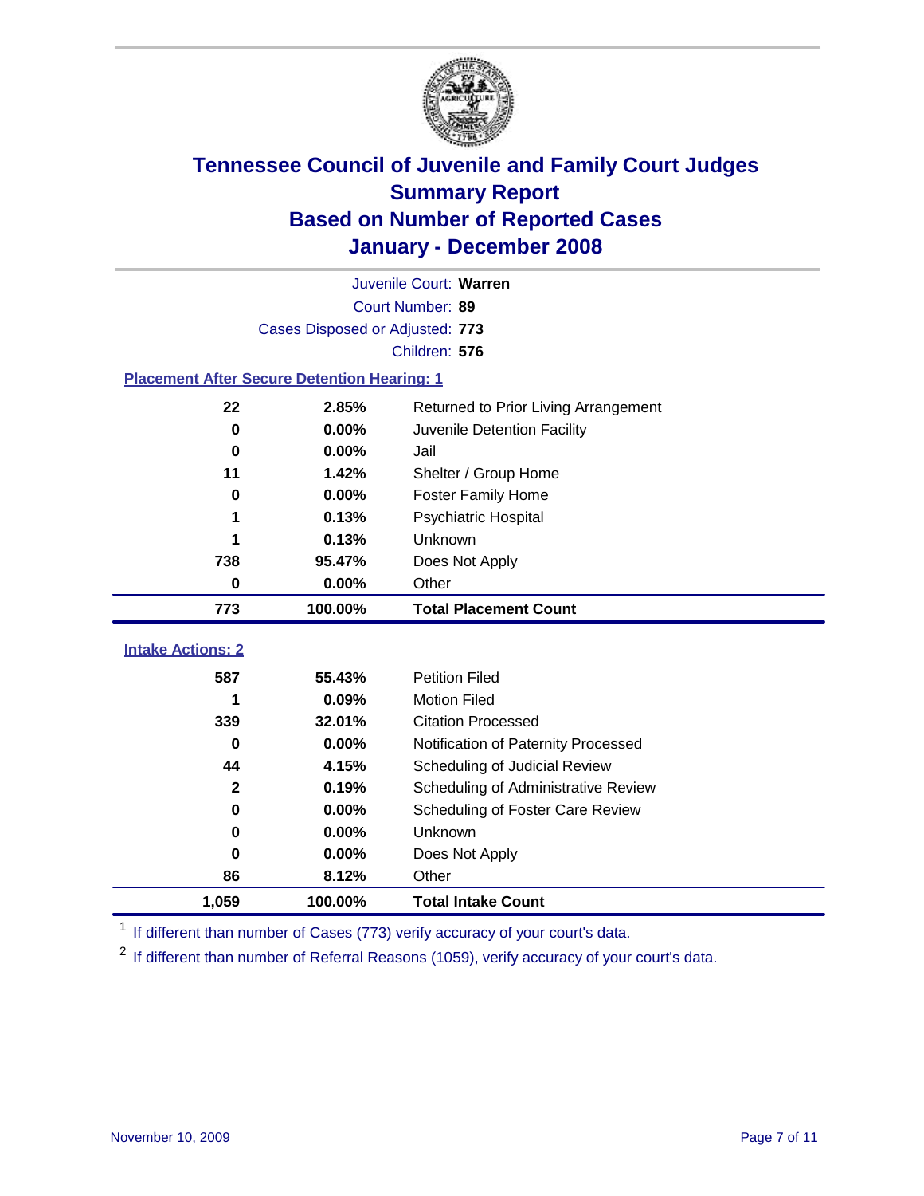# Tennessee Council of Juvenile and Family Court Judges
## Summary Report
## Based on Number of Reported Cases
## January - December 2008

Juvenile Court: **Warren**

Court Number: **89**

Cases Disposed or Adjusted: **773**

Children: **576**

### Placement After Secure Detention Hearing: 1

| Count | Percent | Placement |
|---|---|---|
| 22 | 2.85% | Returned to Prior Living Arrangement |
| 0 | 0.00% | Juvenile Detention Facility |
| 0 | 0.00% | Jail |
| 11 | 1.42% | Shelter / Group Home |
| 0 | 0.00% | Foster Family Home |
| 1 | 0.13% | Psychiatric Hospital |
| 1 | 0.13% | Unknown |
| 738 | 95.47% | Does Not Apply |
| 0 | 0.00% | Other |
| **773** | **100.00%** | **Total Placement Count** |

### Intake Actions: 2

| Count | Percent | Intake Action |
|---|---|---|
| 587 | 55.43% | Petition Filed |
| 1 | 0.09% | Motion Filed |
| 339 | 32.01% | Citation Processed |
| 0 | 0.00% | Notification of Paternity Processed |
| 44 | 4.15% | Scheduling of Judicial Review |
| 2 | 0.19% | Scheduling of Administrative Review |
| 0 | 0.00% | Scheduling of Foster Care Review |
| 0 | 0.00% | Unknown |
| 0 | 0.00% | Does Not Apply |
| 86 | 8.12% | Other |
| **1,059** | **100.00%** | **Total Intake Count** |

[1] If different than number of Cases (773) verify accuracy of your court's data.

[2] If different than number of Referral Reasons (1059), verify accuracy of your court's data.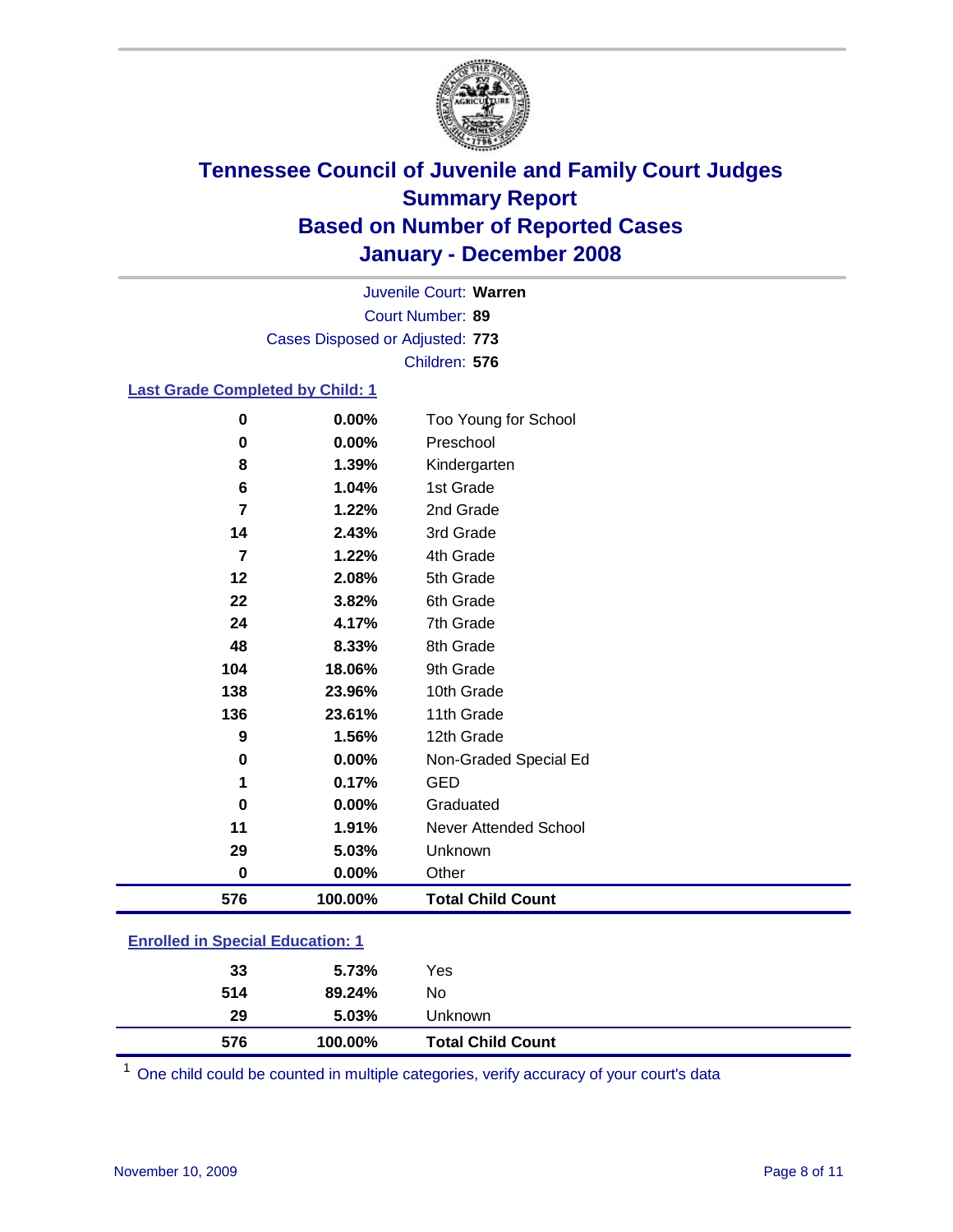# Tennessee Council of Juvenile and Family Court Judges
## Summary Report
## Based on Number of Reported Cases
## January - December 2008

Juvenile Court: **Warren**
Court Number: **89**
Cases Disposed or Adjusted: **773**
Children: **576**

### Last Grade Completed by Child: 1

| Count | Percent | Category |
|---|---|---|
| 0 | 0.00% | Too Young for School |
| 0 | 0.00% | Preschool |
| 8 | 1.39% | Kindergarten |
| 6 | 1.04% | 1st Grade |
| 7 | 1.22% | 2nd Grade |
| 14 | 2.43% | 3rd Grade |
| 7 | 1.22% | 4th Grade |
| 12 | 2.08% | 5th Grade |
| 22 | 3.82% | 6th Grade |
| 24 | 4.17% | 7th Grade |
| 48 | 8.33% | 8th Grade |
| 104 | 18.06% | 9th Grade |
| 138 | 23.96% | 10th Grade |
| 136 | 23.61% | 11th Grade |
| 9 | 1.56% | 12th Grade |
| 0 | 0.00% | Non-Graded Special Ed |
| 1 | 0.17% | GED |
| 0 | 0.00% | Graduated |
| 11 | 1.91% | Never Attended School |
| 29 | 5.03% | Unknown |
| 0 | 0.00% | Other |
| **576** | **100.00%** | **Total Child Count** |

### Enrolled in Special Education: 1

| Count | Percent | Category |
|---|---|---|
| 33 | 5.73% | Yes |
| 514 | 89.24% | No |
| 29 | 5.03% | Unknown |
| **576** | **100.00%** | **Total Child Count** |

[1] One child could be counted in multiple categories, verify accuracy of your court's data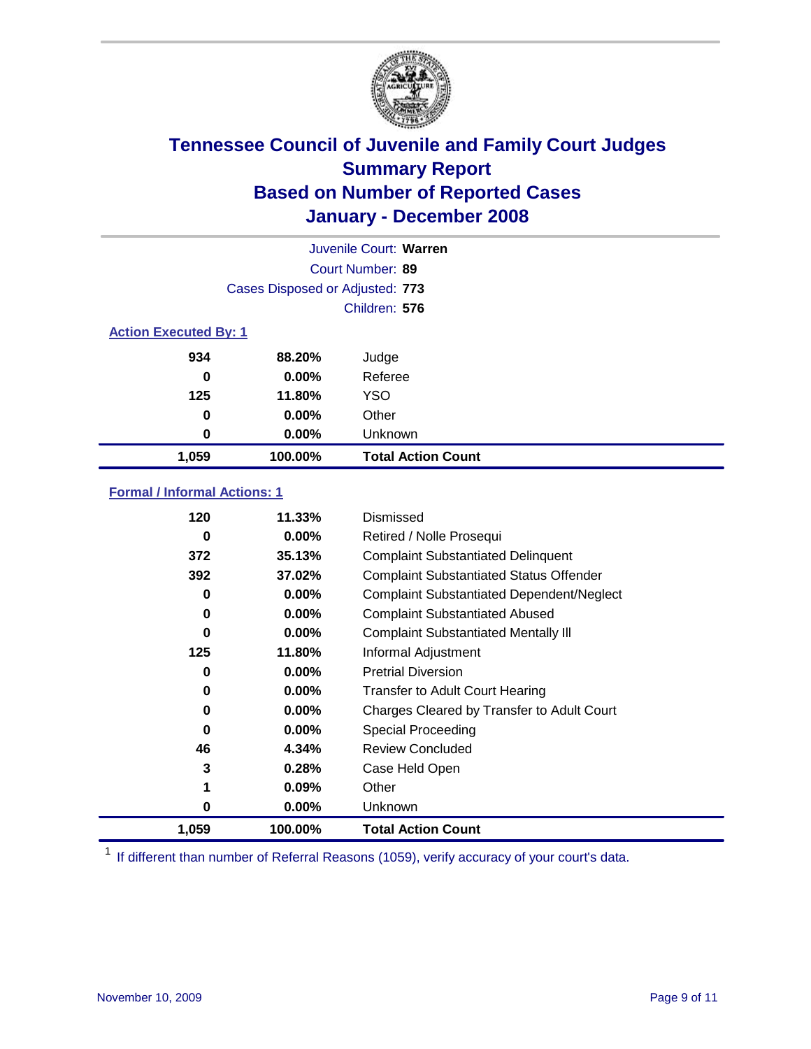# Tennessee Council of Juvenile and Family Court Judges
## Summary Report
## Based on Number of Reported Cases
## January - December 2008

Juvenile Court: **Warren**
Court Number: **89**
Cases Disposed or Adjusted: **773**
Children: **576**

### Action Executed By: 1

| | | |
|---|---|---|
| 934 | 88.20% | Judge |
| 0 | 0.00% | Referee |
| 125 | 11.80% | YSO |
| 0 | 0.00% | Other |
| 0 | 0.00% | Unknown |
| **1,059** | **100.00%** | **Total Action Count** |

### Formal / Informal Actions: 1

| | | |
|---|---|---|
| 120 | 11.33% | Dismissed |
| 0 | 0.00% | Retired / Nolle Prosequi |
| 372 | 35.13% | Complaint Substantiated Delinquent |
| 392 | 37.02% | Complaint Substantiated Status Offender |
| 0 | 0.00% | Complaint Substantiated Dependent/Neglect |
| 0 | 0.00% | Complaint Substantiated Abused |
| 0 | 0.00% | Complaint Substantiated Mentally Ill |
| 125 | 11.80% | Informal Adjustment |
| 0 | 0.00% | Pretrial Diversion |
| 0 | 0.00% | Transfer to Adult Court Hearing |
| 0 | 0.00% | Charges Cleared by Transfer to Adult Court |
| 0 | 0.00% | Special Proceeding |
| 46 | 4.34% | Review Concluded |
| 3 | 0.28% | Case Held Open |
| 1 | 0.09% | Other |
| 0 | 0.00% | Unknown |
| **1,059** | **100.00%** | **Total Action Count** |

[1] If different than number of Referral Reasons (1059), verify accuracy of your court's data.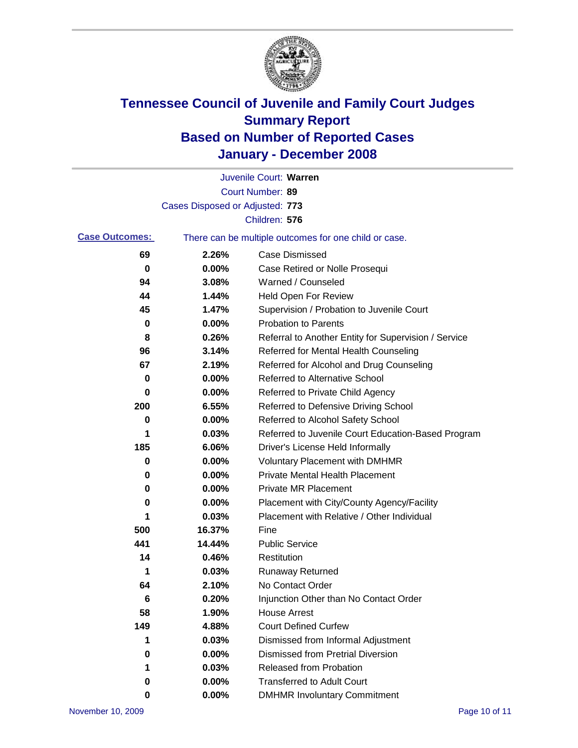# Tennessee Council of Juvenile and Family Court Judges
## Summary Report
## Based on Number of Reported Cases
## January - December 2008

Juvenile Court: **Warren**

Court Number: **89**

Cases Disposed or Adjusted: **773**

Children: **576**

**Case Outcomes:** There can be multiple outcomes for one child or case.

| Count | Percent | Outcome |
|---|---|---|
| 69 | 2.26% | Case Dismissed |
| 0 | 0.00% | Case Retired or Nolle Prosequi |
| 94 | 3.08% | Warned / Counseled |
| 44 | 1.44% | Held Open For Review |
| 45 | 1.47% | Supervision / Probation to Juvenile Court |
| 0 | 0.00% | Probation to Parents |
| 8 | 0.26% | Referral to Another Entity for Supervision / Service |
| 96 | 3.14% | Referred for Mental Health Counseling |
| 67 | 2.19% | Referred for Alcohol and Drug Counseling |
| 0 | 0.00% | Referred to Alternative School |
| 0 | 0.00% | Referred to Private Child Agency |
| 200 | 6.55% | Referred to Defensive Driving School |
| 0 | 0.00% | Referred to Alcohol Safety School |
| 1 | 0.03% | Referred to Juvenile Court Education-Based Program |
| 185 | 6.06% | Driver's License Held Informally |
| 0 | 0.00% | Voluntary Placement with DMHMR |
| 0 | 0.00% | Private Mental Health Placement |
| 0 | 0.00% | Private MR Placement |
| 0 | 0.00% | Placement with City/County Agency/Facility |
| 1 | 0.03% | Placement with Relative / Other Individual |
| 500 | 16.37% | Fine |
| 441 | 14.44% | Public Service |
| 14 | 0.46% | Restitution |
| 1 | 0.03% | Runaway Returned |
| 64 | 2.10% | No Contact Order |
| 6 | 0.20% | Injunction Other than No Contact Order |
| 58 | 1.90% | House Arrest |
| 149 | 4.88% | Court Defined Curfew |
| 1 | 0.03% | Dismissed from Informal Adjustment |
| 0 | 0.00% | Dismissed from Pretrial Diversion |
| 1 | 0.03% | Released from Probation |
| 0 | 0.00% | Transferred to Adult Court |
| 0 | 0.00% | DMHMR Involuntary Commitment |

November 10, 2009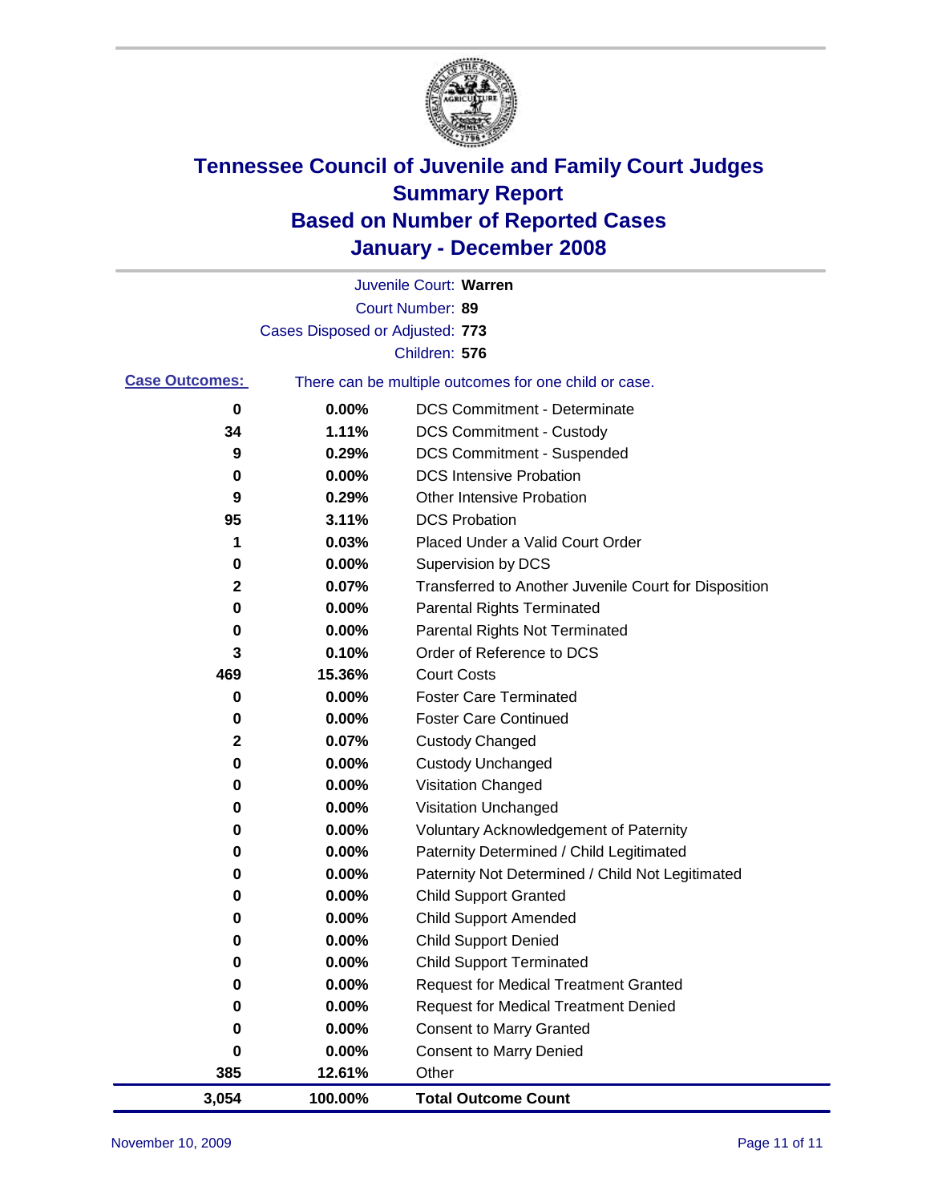# Tennessee Council of Juvenile and Family Court Judges
## Summary Report
## Based on Number of Reported Cases
## January - December 2008

Juvenile Court: **Warren**

Court Number: **89**

Cases Disposed or Adjusted: **773**

Children: **576**

**Case Outcomes:** There can be multiple outcomes for one child or case.

| | | |
|---|---|---|
| 0 | 0.00% | DCS Commitment - Determinate |
| 34 | 1.11% | DCS Commitment - Custody |
| 9 | 0.29% | DCS Commitment - Suspended |
| 0 | 0.00% | DCS Intensive Probation |
| 9 | 0.29% | Other Intensive Probation |
| 95 | 3.11% | DCS Probation |
| 1 | 0.03% | Placed Under a Valid Court Order |
| 0 | 0.00% | Supervision by DCS |
| 2 | 0.07% | Transferred to Another Juvenile Court for Disposition |
| 0 | 0.00% | Parental Rights Terminated |
| 0 | 0.00% | Parental Rights Not Terminated |
| 3 | 0.10% | Order of Reference to DCS |
| 469 | 15.36% | Court Costs |
| 0 | 0.00% | Foster Care Terminated |
| 0 | 0.00% | Foster Care Continued |
| 2 | 0.07% | Custody Changed |
| 0 | 0.00% | Custody Unchanged |
| 0 | 0.00% | Visitation Changed |
| 0 | 0.00% | Visitation Unchanged |
| 0 | 0.00% | Voluntary Acknowledgement of Paternity |
| 0 | 0.00% | Paternity Determined / Child Legitimated |
| 0 | 0.00% | Paternity Not Determined / Child Not Legitimated |
| 0 | 0.00% | Child Support Granted |
| 0 | 0.00% | Child Support Amended |
| 0 | 0.00% | Child Support Denied |
| 0 | 0.00% | Child Support Terminated |
| 0 | 0.00% | Request for Medical Treatment Granted |
| 0 | 0.00% | Request for Medical Treatment Denied |
| 0 | 0.00% | Consent to Marry Granted |
| 0 | 0.00% | Consent to Marry Denied |
| 385 | 12.61% | Other |
| **3,054** | **100.00%** | **Total Outcome Count** |

November 10, 2009